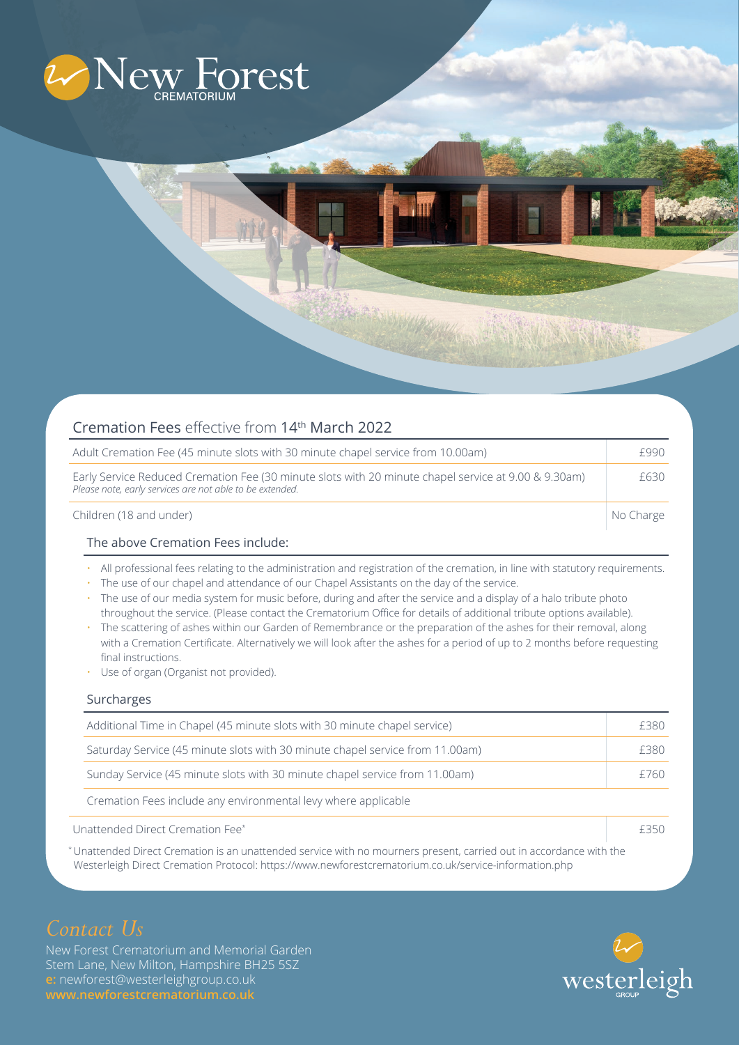# New Forest CREMATORIUM

## Cremation Fees effective from 14th March 2022

| | |
|---|---|
| Adult Cremation Fee (45 minute slots with 30 minute chapel service from 10.00am) | £990 |
| Early Service Reduced Cremation Fee (30 minute slots with 20 minute chapel service at 9.00 & 9.30am) *Please note, early services are not able to be extended.* | £630 |
| Children (18 and under) | No Charge |

### The above Cremation Fees include:

- All professional fees relating to the administration and registration of the cremation, in line with statutory requirements.
- The use of our chapel and attendance of our Chapel Assistants on the day of the service.
- The use of our media system for music before, during and after the service and a display of a halo tribute photo throughout the service. (Please contact the Crematorium Office for details of additional tribute options available).
- The scattering of ashes within our Garden of Remembrance or the preparation of the ashes for their removal, along with a Cremation Certificate. Alternatively we will look after the ashes for a period of up to 2 months before requesting final instructions.
- Use of organ (Organist not provided).

### Surcharges

| | |
|---|---|
| Additional Time in Chapel (45 minute slots with 30 minute chapel service) | £380 |
| Saturday Service (45 minute slots with 30 minute chapel service from 11.00am) | £380 |
| Sunday Service (45 minute slots with 30 minute chapel service from 11.00am) | £760 |

Cremation Fees include any environmental levy where applicable

| | |
|---|---|
| Unattended Direct Cremation Fee* | £350 |

*Unattended Direct Cremation is an unattended service with no mourners present, carried out in accordance with the Westerleigh Direct Cremation Protocol: https://www.newforestcrematorium.co.uk/service-information.php

## *Contact Us*

New Forest Crematorium and Memorial Garden
Stem Lane, New Milton, Hampshire BH25 5SZ
**e:** newforest@westerleighgroup.co.uk
**www.newforestcrematorium.co.uk**

westerleigh GROUP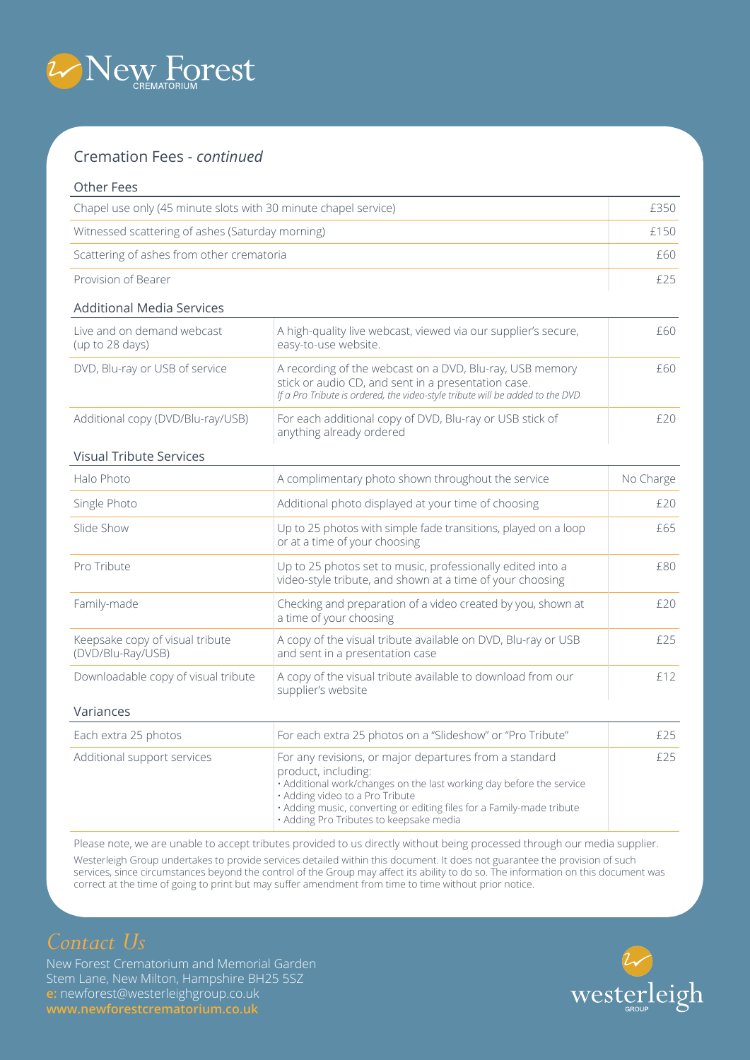# New Forest
CREMATORIUM

## Cremation Fees - *continued*

### Other Fees

| | |
|---|---|
| Chapel use only (45 minute slots with 30 minute chapel service) | £350 |
| Witnessed scattering of ashes (Saturday morning) | £150 |
| Scattering of ashes from other crematoria | £60 |
| Provision of Bearer | £25 |

### Additional Media Services

| | | |
|---|---|---|
| Live and on demand webcast (up to 28 days) | A high-quality live webcast, viewed via our supplier's secure, easy-to-use website. | £60 |
| DVD, Blu-ray or USB of service | A recording of the webcast on a DVD, Blu-ray, USB memory stick or audio CD, and sent in a presentation case. *If a Pro Tribute is ordered, the video-style tribute will be added to the DVD* | £60 |
| Additional copy (DVD/Blu-ray/USB) | For each additional copy of DVD, Blu-ray or USB stick of anything already ordered | £20 |

### Visual Tribute Services

| | | |
|---|---|---|
| Halo Photo | A complimentary photo shown throughout the service | No Charge |
| Single Photo | Additional photo displayed at your time of choosing | £20 |
| Slide Show | Up to 25 photos with simple fade transitions, played on a loop or at a time of your choosing | £65 |
| Pro Tribute | Up to 25 photos set to music, professionally edited into a video-style tribute, and shown at a time of your choosing | £80 |
| Family-made | Checking and preparation of a video created by you, shown at a time of your choosing | £20 |
| Keepsake copy of visual tribute (DVD/Blu-Ray/USB) | A copy of the visual tribute available on DVD, Blu-ray or USB and sent in a presentation case | £25 |
| Downloadable copy of visual tribute | A copy of the visual tribute available to download from our supplier's website | £12 |

### Variances

| | | |
|---|---|---|
| Each extra 25 photos | For each extra 25 photos on a "Slideshow" or "Pro Tribute" | £25 |
| Additional support services | For any revisions, or major departures from a standard product, including: • Additional work/changes on the last working day before the service • Adding video to a Pro Tribute • Adding music, converting or editing files for a Family-made tribute • Adding Pro Tributes to keepsake media | £25 |

Please note, we are unable to accept tributes provided to us directly without being processed through our media supplier.

Westerleigh Group undertakes to provide services detailed within this document. It does not guarantee the provision of such services, since circumstances beyond the control of the Group may affect its ability to do so. The information on this document was correct at the time of going to print but may suffer amendment from time to time without prior notice.

## *Contact Us*

New Forest Crematorium and Memorial Garden
Stem Lane, New Milton, Hampshire BH25 5SZ
**e:** newforest@westerleighgroup.co.uk
**www.newforestcrematorium.co.uk**

westerleigh GROUP